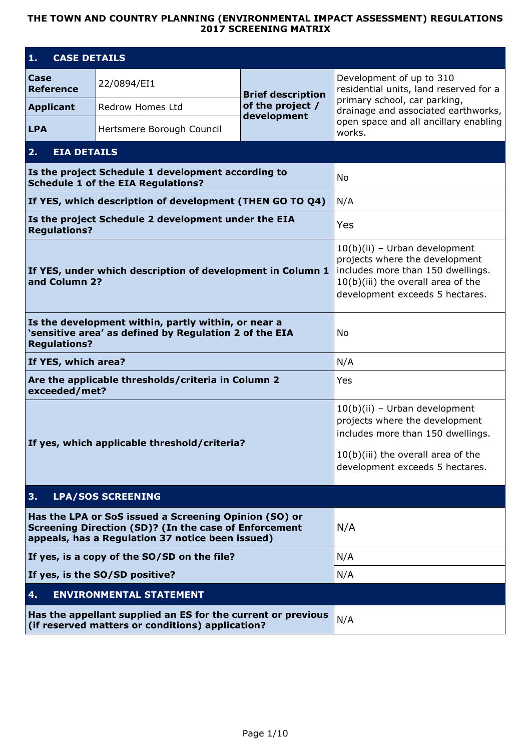# THE TOWN AND COUNTRY PLANNING (ENVIRONMENTAL IMPACT ASSESSMENT) REGULATIONS 2017 SCREENING MATRIX

| **1. CASE DETAILS** | | | |
|---|---|---|---|
| **Case Reference** | 22/0894/EI1 | **Brief description of the project / development** | Development of up to 310 residential units, land reserved for a primary school, car parking, drainage and associated earthworks, open space and all ancillary enabling works. |
| **Applicant** | Redrow Homes Ltd | | |
| **LPA** | Hertsmere Borough Council | | |

| **2. EIA DETAILS** | |
|---|---|
| **Is the project Schedule 1 development according to Schedule 1 of the EIA Regulations?** | No |
| **If YES, which description of development (THEN GO TO Q4)** | N/A |
| **Is the project Schedule 2 development under the EIA Regulations?** | Yes |
| **If YES, under which description of development in Column 1 and Column 2?** | 10(b)(ii) – Urban development projects where the development includes more than 150 dwellings. 10(b)(iii) the overall area of the development exceeds 5 hectares. |
| **Is the development within, partly within, or near a 'sensitive area' as defined by Regulation 2 of the EIA Regulations?** | No |
| **If YES, which area?** | N/A |
| **Are the applicable thresholds/criteria in Column 2 exceeded/met?** | Yes |
| **If yes, which applicable threshold/criteria?** | 10(b)(ii) – Urban development projects where the development includes more than 150 dwellings. 10(b)(iii) the overall area of the development exceeds 5 hectares. |

| **3. LPA/SOS SCREENING** | |
|---|---|
| **Has the LPA or SoS issued a Screening Opinion (SO) or Screening Direction (SD)? (In the case of Enforcement appeals, has a Regulation 37 notice been issued)** | N/A |
| **If yes, is a copy of the SO/SD on the file?** | N/A |
| **If yes, is the SO/SD positive?** | N/A |

| **4. ENVIRONMENTAL STATEMENT** | |
|---|---|
| **Has the appellant supplied an ES for the current or previous (if reserved matters or conditions) application?** | N/A |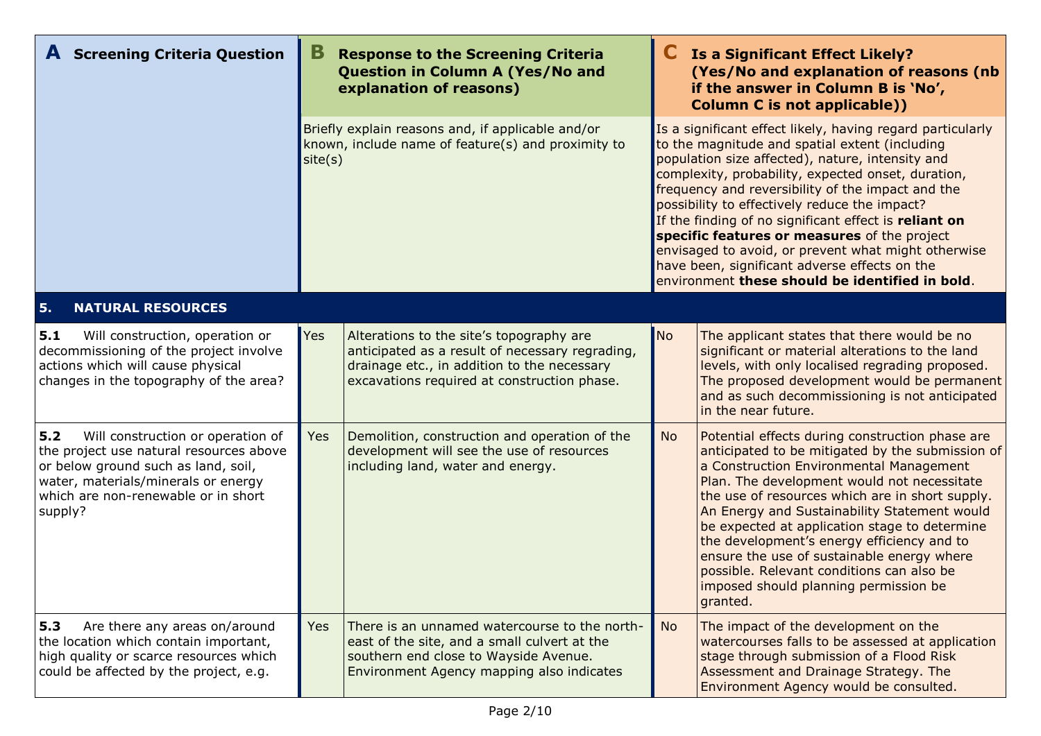| A Screening Criteria Question | B Response to the Screening Criteria Question in Column A (Yes/No and explanation of reasons) | | C Is a Significant Effect Likely? (Yes/No and explanation of reasons (nb if the answer in Column B is 'No', Column C is not applicable)) | |
|---|---|---|---|---|
| | Briefly explain reasons and, if applicable and/or known, include name of feature(s) and proximity to site(s) | | Is a significant effect likely, having regard particularly to the magnitude and spatial extent (including population size affected), nature, intensity and complexity, probability, expected onset, duration, frequency and reversibility of the impact and the possibility to effectively reduce the impact? If the finding of no significant effect is **reliant on specific features or measures** of the project envisaged to avoid, or prevent what might otherwise have been, significant adverse effects on the environment **these should be identified in bold**. | |
| **5. NATURAL RESOURCES** | | | | |
| **5.1** Will construction, operation or decommissioning of the project involve actions which will cause physical changes in the topography of the area? | Yes | Alterations to the site's topography are anticipated as a result of necessary regrading, drainage etc., in addition to the necessary excavations required at construction phase. | No | The applicant states that there would be no significant or material alterations to the land levels, with only localised regrading proposed. The proposed development would be permanent and as such decommissioning is not anticipated in the near future. |
| **5.2** Will construction or operation of the project use natural resources above or below ground such as land, soil, water, materials/minerals or energy which are non-renewable or in short supply? | Yes | Demolition, construction and operation of the development will see the use of resources including land, water and energy. | No | Potential effects during construction phase are anticipated to be mitigated by the submission of a Construction Environmental Management Plan. The development would not necessitate the use of resources which are in short supply. An Energy and Sustainability Statement would be expected at application stage to determine the development's energy efficiency and to ensure the use of sustainable energy where possible. Relevant conditions can also be imposed should planning permission be granted. |
| **5.3** Are there any areas on/around the location which contain important, high quality or scarce resources which could be affected by the project, e.g. | Yes | There is an unnamed watercourse to the north-east of the site, and a small culvert at the southern end close to Wayside Avenue. Environment Agency mapping also indicates | No | The impact of the development on the watercourses falls to be assessed at application stage through submission of a Flood Risk Assessment and Drainage Strategy. The Environment Agency would be consulted. |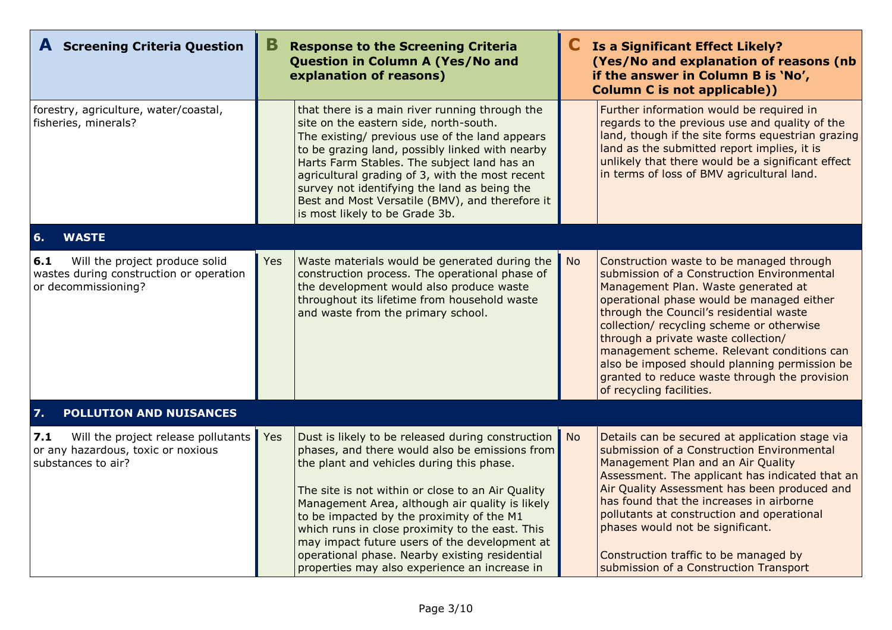| A Screening Criteria Question | B Response to the Screening Criteria Question in Column A (Yes/No and explanation of reasons) | | C Is a Significant Effect Likely? (Yes/No and explanation of reasons (nb if the answer in Column B is 'No', Column C is not applicable)) | |
|---|---|---|---|---|
| forestry, agriculture, water/coastal, fisheries, minerals? | | that there is a main river running through the site on the eastern side, north-south. The existing/ previous use of the land appears to be grazing land, possibly linked with nearby Harts Farm Stables. The subject land has an agricultural grading of 3, with the most recent survey not identifying the land as being the Best and Most Versatile (BMV), and therefore it is most likely to be Grade 3b. | | Further information would be required in regards to the previous use and quality of the land, though if the site forms equestrian grazing land as the submitted report implies, it is unlikely that there would be a significant effect in terms of loss of BMV agricultural land. |
| **6. WASTE** | | | | |
| **6.1** Will the project produce solid wastes during construction or operation or decommissioning? | Yes | Waste materials would be generated during the construction process. The operational phase of the development would also produce waste throughout its lifetime from household waste and waste from the primary school. | No | Construction waste to be managed through submission of a Construction Environmental Management Plan. Waste generated at operational phase would be managed either through the Council's residential waste collection/ recycling scheme or otherwise through a private waste collection/ management scheme. Relevant conditions can also be imposed should planning permission be granted to reduce waste through the provision of recycling facilities. |
| **7. POLLUTION AND NUISANCES** | | | | |
| **7.1** Will the project release pollutants or any hazardous, toxic or noxious substances to air? | Yes | Dust is likely to be released during construction phases, and there would also be emissions from the plant and vehicles during this phase.<br><br>The site is not within or close to an Air Quality Management Area, although air quality is likely to be impacted by the proximity of the M1 which runs in close proximity to the east. This may impact future users of the development at operational phase. Nearby existing residential properties may also experience an increase in | No | Details can be secured at application stage via submission of a Construction Environmental Management Plan and an Air Quality Assessment. The applicant has indicated that an Air Quality Assessment has been produced and has found that the increases in airborne pollutants at construction and operational phases would not be significant.<br><br>Construction traffic to be managed by submission of a Construction Transport |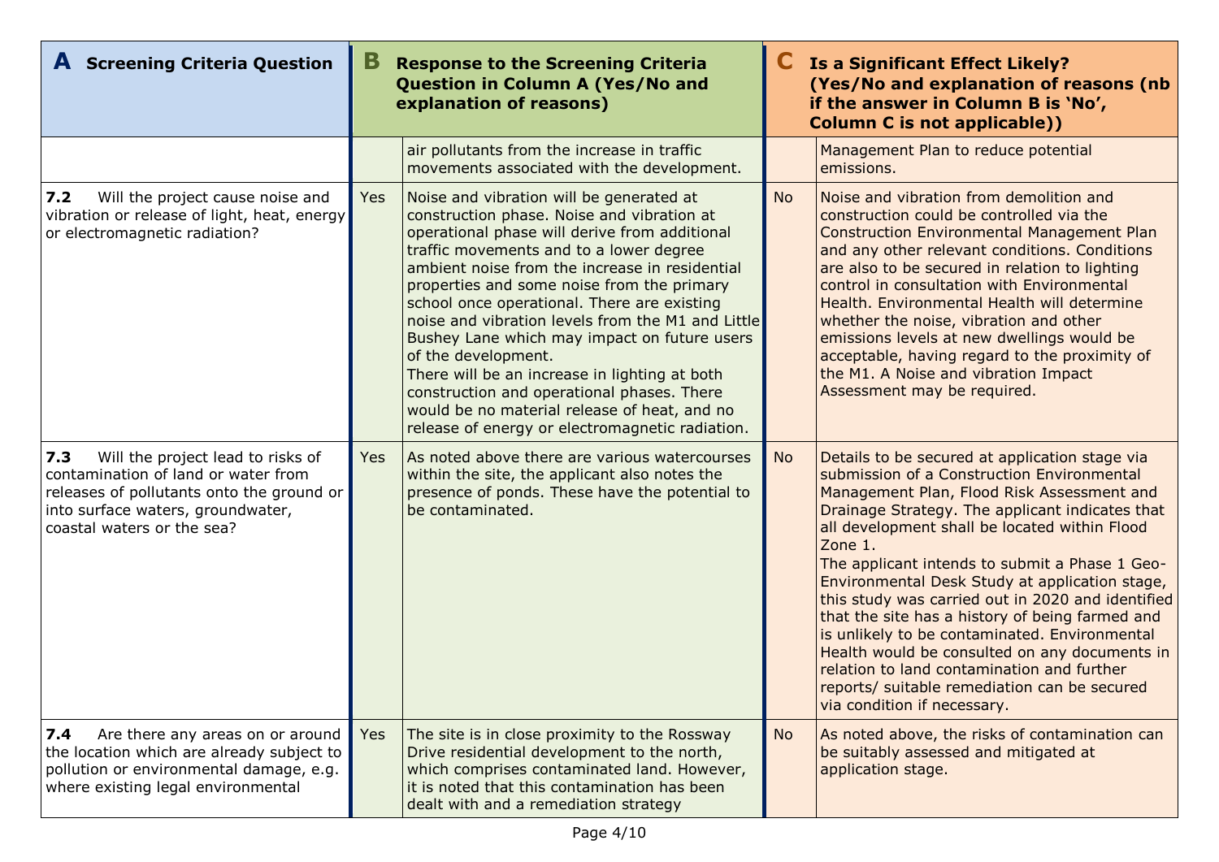| A Screening Criteria Question | B Response to the Screening Criteria Question in Column A (Yes/No and explanation of reasons) | | C Is a Significant Effect Likely? (Yes/No and explanation of reasons (nb if the answer in Column B is 'No', Column C is not applicable)) | |
|---|---|---|---|---|
| | | air pollutants from the increase in traffic movements associated with the development. | | Management Plan to reduce potential emissions. |
| **7.2** Will the project cause noise and vibration or release of light, heat, energy or electromagnetic radiation? | Yes | Noise and vibration will be generated at construction phase. Noise and vibration at operational phase will derive from additional traffic movements and to a lower degree ambient noise from the increase in residential properties and some noise from the primary school once operational. There are existing noise and vibration levels from the M1 and Little Bushey Lane which may impact on future users of the development.<br>There will be an increase in lighting at both construction and operational phases. There would be no material release of heat, and no release of energy or electromagnetic radiation. | No | Noise and vibration from demolition and construction could be controlled via the Construction Environmental Management Plan and any other relevant conditions. Conditions are also to be secured in relation to lighting control in consultation with Environmental Health. Environmental Health will determine whether the noise, vibration and other emissions levels at new dwellings would be acceptable, having regard to the proximity of the M1. A Noise and vibration Impact Assessment may be required. |
| **7.3** Will the project lead to risks of contamination of land or water from releases of pollutants onto the ground or into surface waters, groundwater, coastal waters or the sea? | Yes | As noted above there are various watercourses within the site, the applicant also notes the presence of ponds. These have the potential to be contaminated. | No | Details to be secured at application stage via submission of a Construction Environmental Management Plan, Flood Risk Assessment and Drainage Strategy. The applicant indicates that all development shall be located within Flood Zone 1.<br>The applicant intends to submit a Phase 1 Geo-Environmental Desk Study at application stage, this study was carried out in 2020 and identified that the site has a history of being farmed and is unlikely to be contaminated. Environmental Health would be consulted on any documents in relation to land contamination and further reports/ suitable remediation can be secured via condition if necessary. |
| **7.4** Are there any areas on or around the location which are already subject to pollution or environmental damage, e.g. where existing legal environmental | Yes | The site is in close proximity to the Rossway Drive residential development to the north, which comprises contaminated land. However, it is noted that this contamination has been dealt with and a remediation strategy | No | As noted above, the risks of contamination can be suitably assessed and mitigated at application stage. |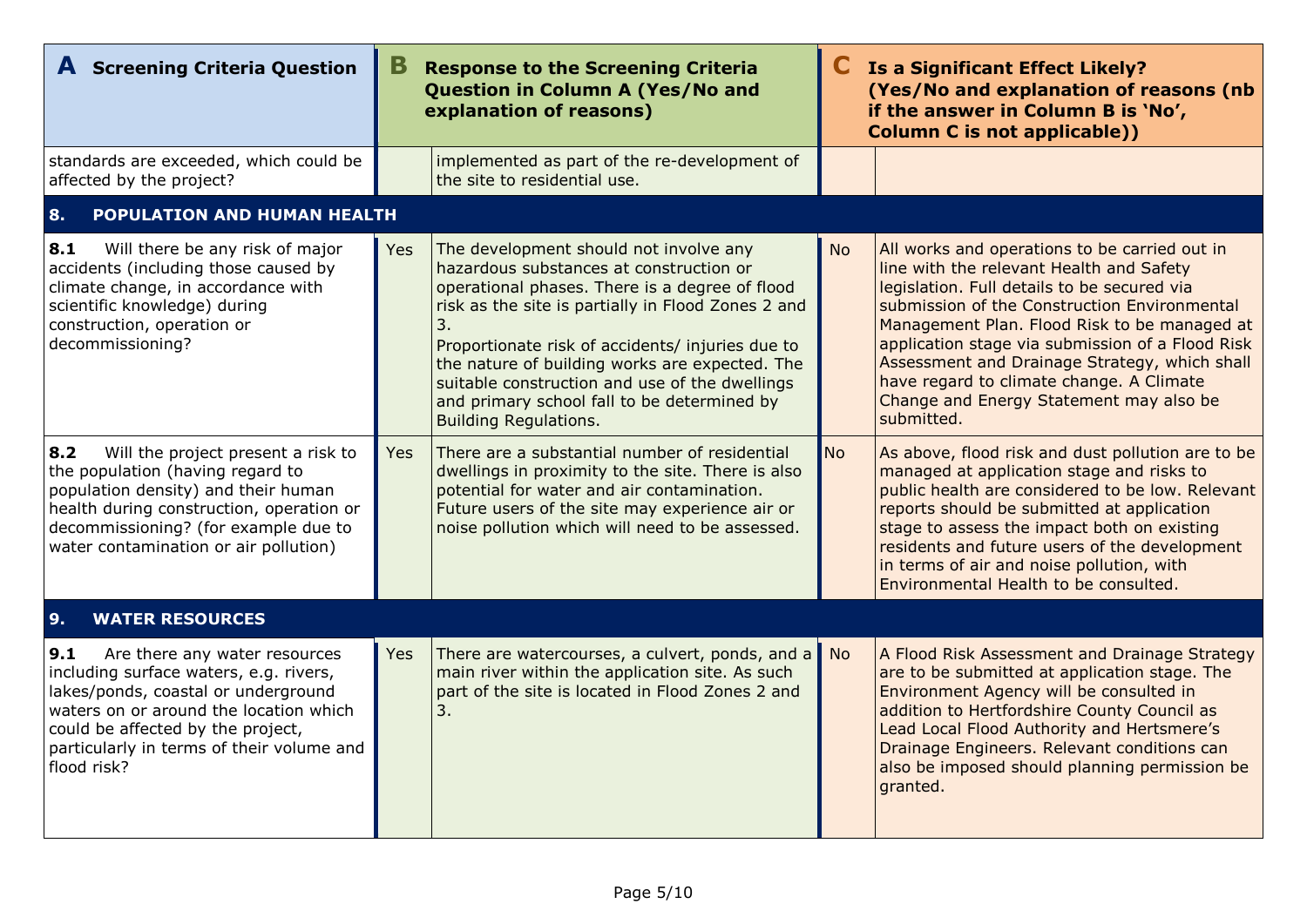| A Screening Criteria Question | B Response to the Screening Criteria Question in Column A (Yes/No and explanation of reasons) | | C Is a Significant Effect Likely? (Yes/No and explanation of reasons (nb if the answer in Column B is 'No', Column C is not applicable)) | |
|---|---|---|---|---|
| standards are exceeded, which could be affected by the project? | | implemented as part of the re-development of the site to residential use. | | |
| **8. POPULATION AND HUMAN HEALTH** | | | | |
| **8.1** Will there be any risk of major accidents (including those caused by climate change, in accordance with scientific knowledge) during construction, operation or decommissioning? | Yes | The development should not involve any hazardous substances at construction or operational phases. There is a degree of flood risk as the site is partially in Flood Zones 2 and 3.<br>Proportionate risk of accidents/ injuries due to the nature of building works are expected. The suitable construction and use of the dwellings and primary school fall to be determined by Building Regulations. | No | All works and operations to be carried out in line with the relevant Health and Safety legislation. Full details to be secured via submission of the Construction Environmental Management Plan. Flood Risk to be managed at application stage via submission of a Flood Risk Assessment and Drainage Strategy, which shall have regard to climate change. A Climate Change and Energy Statement may also be submitted. |
| **8.2** Will the project present a risk to the population (having regard to population density) and their human health during construction, operation or decommissioning? (for example due to water contamination or air pollution) | Yes | There are a substantial number of residential dwellings in proximity to the site. There is also potential for water and air contamination. Future users of the site may experience air or noise pollution which will need to be assessed. | No | As above, flood risk and dust pollution are to be managed at application stage and risks to public health are considered to be low. Relevant reports should be submitted at application stage to assess the impact both on existing residents and future users of the development in terms of air and noise pollution, with Environmental Health to be consulted. |
| **9. WATER RESOURCES** | | | | |
| **9.1** Are there any water resources including surface waters, e.g. rivers, lakes/ponds, coastal or underground waters on or around the location which could be affected by the project, particularly in terms of their volume and flood risk? | Yes | There are watercourses, a culvert, ponds, and a main river within the application site. As such part of the site is located in Flood Zones 2 and 3. | No | A Flood Risk Assessment and Drainage Strategy are to be submitted at application stage. The Environment Agency will be consulted in addition to Hertfordshire County Council as Lead Local Flood Authority and Hertsmere's Drainage Engineers. Relevant conditions can also be imposed should planning permission be granted. |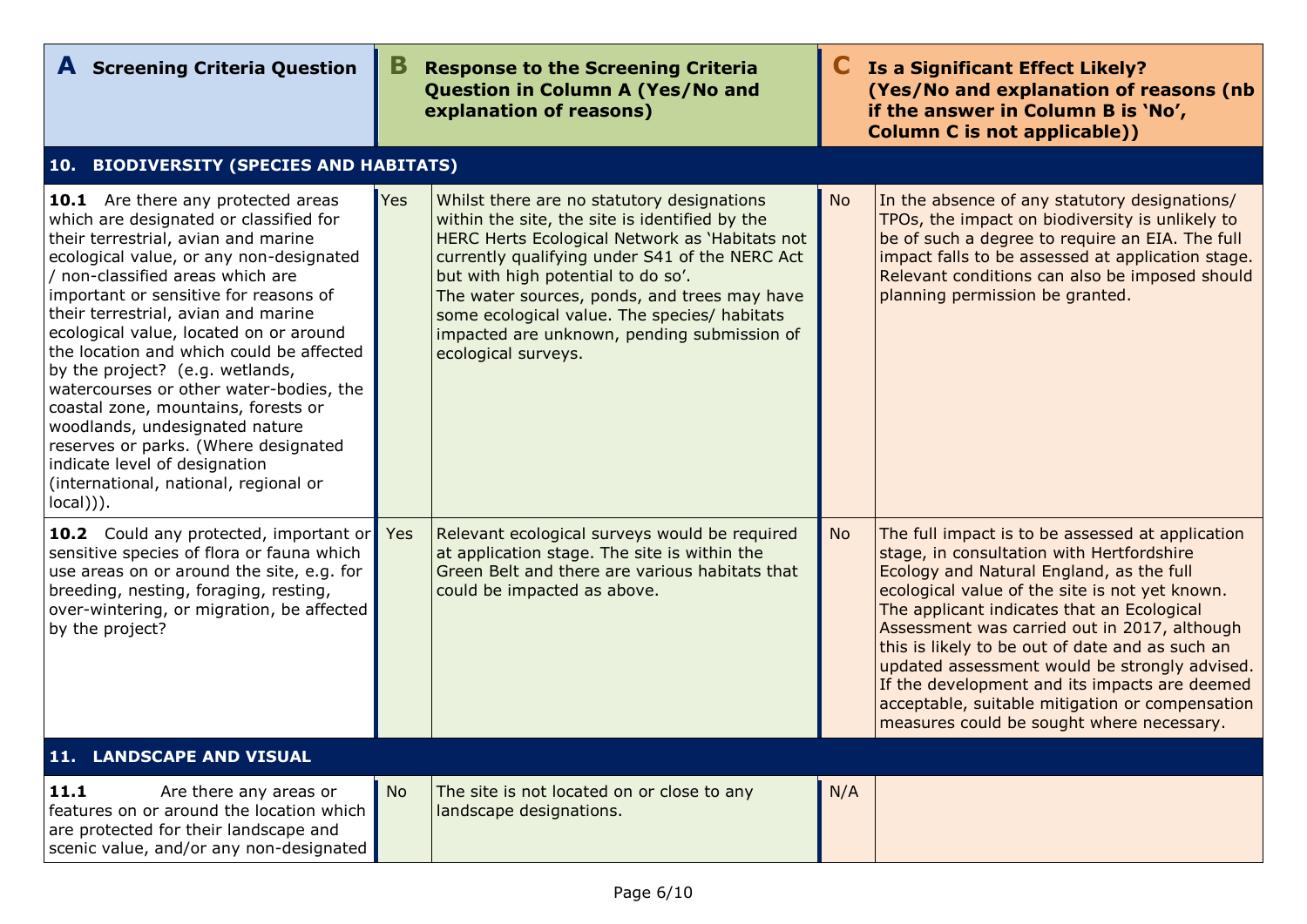| **A** Screening Criteria Question | **B** Response to the Screening Criteria Question in Column A (Yes/No and explanation of reasons) | | **C** Is a Significant Effect Likely? (Yes/No and explanation of reasons (nb if the answer in Column B is 'No', Column C is not applicable)) | |
|---|---|---|---|---|
| **10. BIODIVERSITY (SPECIES AND HABITATS)** | | | | |
| **10.1** Are there any protected areas which are designated or classified for their terrestrial, avian and marine ecological value, or any non-designated / non-classified areas which are important or sensitive for reasons of their terrestrial, avian and marine ecological value, located on or around the location and which could be affected by the project? (e.g. wetlands, watercourses or other water-bodies, the coastal zone, mountains, forests or woodlands, undesignated nature reserves or parks. (Where designated indicate level of designation (international, national, regional or local))). | Yes | Whilst there are no statutory designations within the site, the site is identified by the HERC Herts Ecological Network as 'Habitats not currently qualifying under S41 of the NERC Act but with high potential to do so'. The water sources, ponds, and trees may have some ecological value. The species/ habitats impacted are unknown, pending submission of ecological surveys. | No | In the absence of any statutory designations/ TPOs, the impact on biodiversity is unlikely to be of such a degree to require an EIA. The full impact falls to be assessed at application stage. Relevant conditions can also be imposed should planning permission be granted. |
| **10.2** Could any protected, important or sensitive species of flora or fauna which use areas on or around the site, e.g. for breeding, nesting, foraging, resting, over-wintering, or migration, be affected by the project? | Yes | Relevant ecological surveys would be required at application stage. The site is within the Green Belt and there are various habitats that could be impacted as above. | No | The full impact is to be assessed at application stage, in consultation with Hertfordshire Ecology and Natural England, as the full ecological value of the site is not yet known. The applicant indicates that an Ecological Assessment was carried out in 2017, although this is likely to be out of date and as such an updated assessment would be strongly advised. If the development and its impacts are deemed acceptable, suitable mitigation or compensation measures could be sought where necessary. |
| **11. LANDSCAPE AND VISUAL** | | | | |
| **11.1** Are there any areas or features on or around the location which are protected for their landscape and scenic value, and/or any non-designated | No | The site is not located on or close to any landscape designations. | N/A | |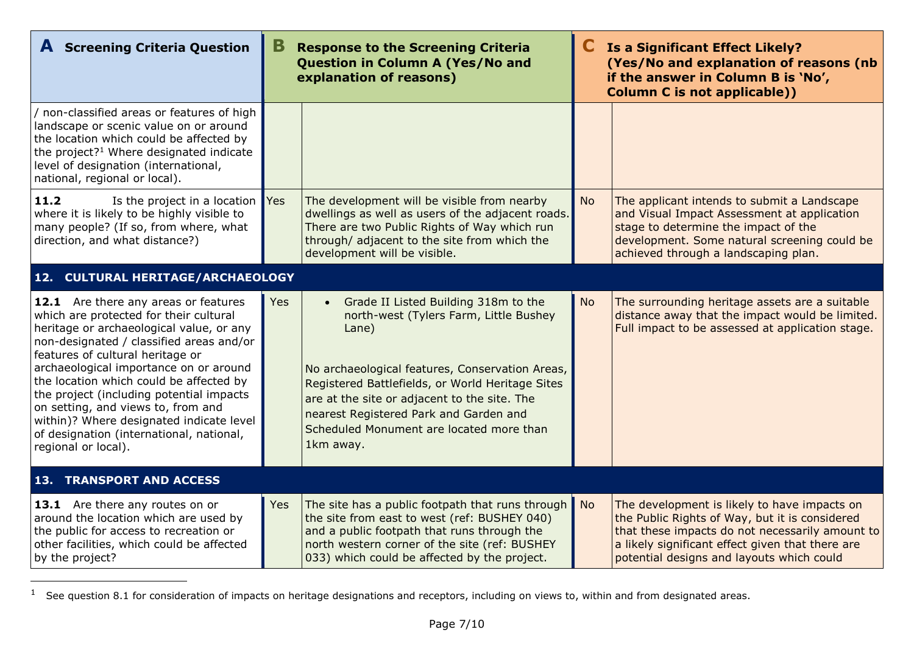| A Screening Criteria Question | B Response to the Screening Criteria Question in Column A (Yes/No and explanation of reasons) | | C Is a Significant Effect Likely? (Yes/No and explanation of reasons (nb if the answer in Column B is 'No', Column C is not applicable)) | |
|---|---|---|---|---|
| / non-classified areas or features of high landscape or scenic value on or around the location which could be affected by the project?[1] Where designated indicate level of designation (international, national, regional or local). | | | | |
| **11.2** Is the project in a location where it is likely to be highly visible to many people? (If so, from where, what direction, and what distance?) | Yes | The development will be visible from nearby dwellings as well as users of the adjacent roads. There are two Public Rights of Way which run through/ adjacent to the site from which the development will be visible. | No | The applicant intends to submit a Landscape and Visual Impact Assessment at application stage to determine the impact of the development. Some natural screening could be achieved through a landscaping plan. |
| **12. CULTURAL HERITAGE/ARCHAEOLOGY** | | | | |
| **12.1** Are there any areas or features which are protected for their cultural heritage or archaeological value, or any non-designated / classified areas and/or features of cultural heritage or archaeological importance on or around the location which could be affected by the project (including potential impacts on setting, and views to, from and within)? Where designated indicate level of designation (international, national, regional or local). | Yes | • Grade II Listed Building 318m to the north-west (Tylers Farm, Little Bushey Lane)<br><br>No archaeological features, Conservation Areas, Registered Battlefields, or World Heritage Sites are at the site or adjacent to the site. The nearest Registered Park and Garden and Scheduled Monument are located more than 1km away. | No | The surrounding heritage assets are a suitable distance away that the impact would be limited. Full impact to be assessed at application stage. |
| **13. TRANSPORT AND ACCESS** | | | | |
| **13.1** Are there any routes on or around the location which are used by the public for access to recreation or other facilities, which could be affected by the project? | Yes | The site has a public footpath that runs through the site from east to west (ref: BUSHEY 040) and a public footpath that runs through the north western corner of the site (ref: BUSHEY 033) which could be affected by the project. | No | The development is likely to have impacts on the Public Rights of Way, but it is considered that these impacts do not necessarily amount to a likely significant effect given that there are potential designs and layouts which could |

[1] See question 8.1 for consideration of impacts on heritage designations and receptors, including on views to, within and from designated areas.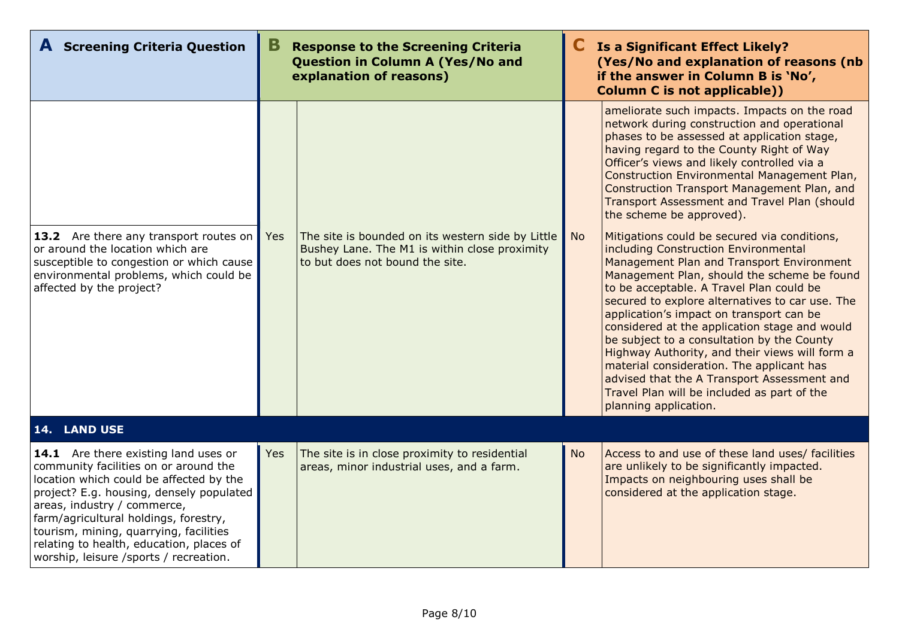| A Screening Criteria Question | B Response to the Screening Criteria Question in Column A (Yes/No and explanation of reasons) | | C Is a Significant Effect Likely? (Yes/No and explanation of reasons (nb if the answer in Column B is 'No', Column C is not applicable)) | |
|---|---|---|---|---|
| | | | | ameliorate such impacts. Impacts on the road network during construction and operational phases to be assessed at application stage, having regard to the County Right of Way Officer's views and likely controlled via a Construction Environmental Management Plan, Construction Transport Management Plan, and Transport Assessment and Travel Plan (should the scheme be approved). |
| **13.2** Are there any transport routes on or around the location which are susceptible to congestion or which cause environmental problems, which could be affected by the project? | Yes | The site is bounded on its western side by Little Bushey Lane. The M1 is within close proximity to but does not bound the site. | No | Mitigations could be secured via conditions, including Construction Environmental Management Plan and Transport Environment Management Plan, should the scheme be found to be acceptable. A Travel Plan could be secured to explore alternatives to car use. The application's impact on transport can be considered at the application stage and would be subject to a consultation by the County Highway Authority, and their views will form a material consideration. The applicant has advised that the A Transport Assessment and Travel Plan will be included as part of the planning application. |
| **14. LAND USE** | | | | |
| **14.1** Are there existing land uses or community facilities on or around the location which could be affected by the project? E.g. housing, densely populated areas, industry / commerce, farm/agricultural holdings, forestry, tourism, mining, quarrying, facilities relating to health, education, places of worship, leisure /sports / recreation. | Yes | The site is in close proximity to residential areas, minor industrial uses, and a farm. | No | Access to and use of these land uses/ facilities are unlikely to be significantly impacted. Impacts on neighbouring uses shall be considered at the application stage. |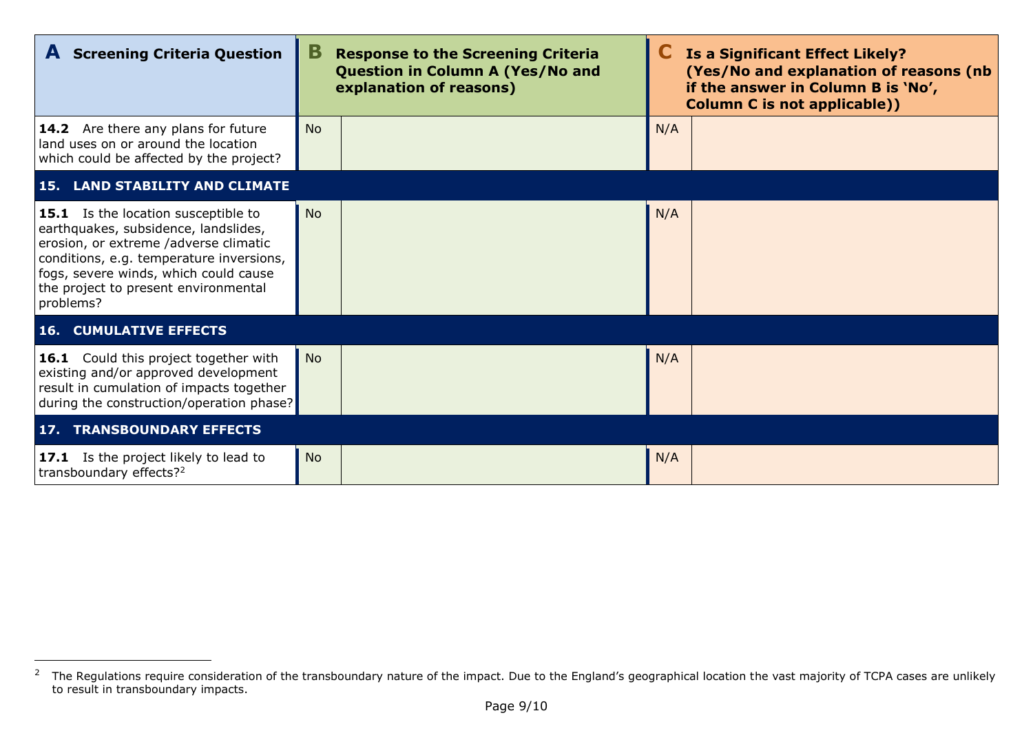| **A** Screening Criteria Question | **B** Response to the Screening Criteria Question in Column A (Yes/No and explanation of reasons) | | **C** Is a Significant Effect Likely? (Yes/No and explanation of reasons (nb if the answer in Column B is 'No', Column C is not applicable)) | |
|---|---|---|---|---|
| **14.2** Are there any plans for future land uses on or around the location which could be affected by the project? | No | | N/A | |
| **15. LAND STABILITY AND CLIMATE** | | | | |
| **15.1** Is the location susceptible to earthquakes, subsidence, landslides, erosion, or extreme /adverse climatic conditions, e.g. temperature inversions, fogs, severe winds, which could cause the project to present environmental problems? | No | | N/A | |
| **16. CUMULATIVE EFFECTS** | | | | |
| **16.1** Could this project together with existing and/or approved development result in cumulation of impacts together during the construction/operation phase? | No | | N/A | |
| **17. TRANSBOUNDARY EFFECTS** | | | | |
| **17.1** Is the project likely to lead to transboundary effects?[2] | No | | N/A | |

[2] The Regulations require consideration of the transboundary nature of the impact. Due to the England's geographical location the vast majority of TCPA cases are unlikely to result in transboundary impacts.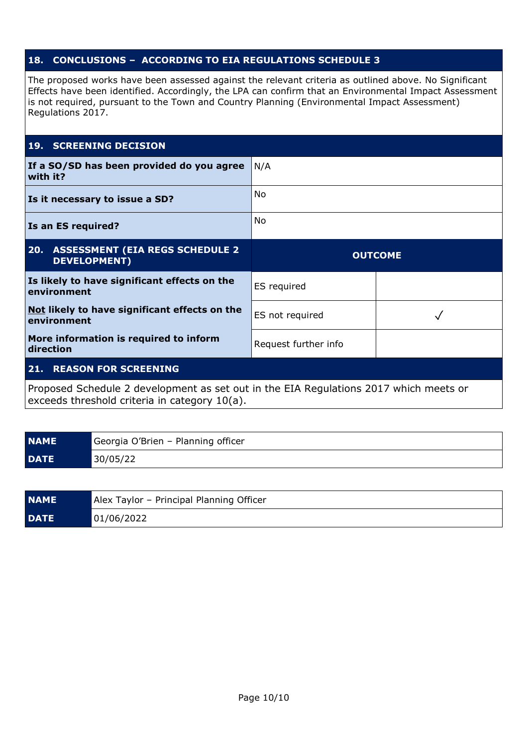## 18. CONCLUSIONS – ACCORDING TO EIA REGULATIONS SCHEDULE 3

The proposed works have been assessed against the relevant criteria as outlined above. No Significant Effects have been identified. Accordingly, the LPA can confirm that an Environmental Impact Assessment is not required, pursuant to the Town and Country Planning (Environmental Impact Assessment) Regulations 2017.

## 19. SCREENING DECISION

| | |
|---|---|
| **If a SO/SD has been provided do you agree with it?** | N/A |
| **Is it necessary to issue a SD?** | No |
| **Is an ES required?** | No |

| **20. ASSESSMENT (EIA REGS SCHEDULE 2 DEVELOPMENT)** | **OUTCOME** | |
|---|---|---|
| **Is likely to have significant effects on the environment** | ES required | |
| **<u>Not</u> likely to have significant effects on the environment** | ES not required | ✓ |
| **More information is required to inform direction** | Request further info | |

## 21. REASON FOR SCREENING

Proposed Schedule 2 development as set out in the EIA Regulations 2017 which meets or exceeds threshold criteria in category 10(a).

| | |
|---|---|
| **NAME** | Georgia O'Brien – Planning officer |
| **DATE** | 30/05/22 |

| | |
|---|---|
| **NAME** | Alex Taylor – Principal Planning Officer |
| **DATE** | 01/06/2022 |